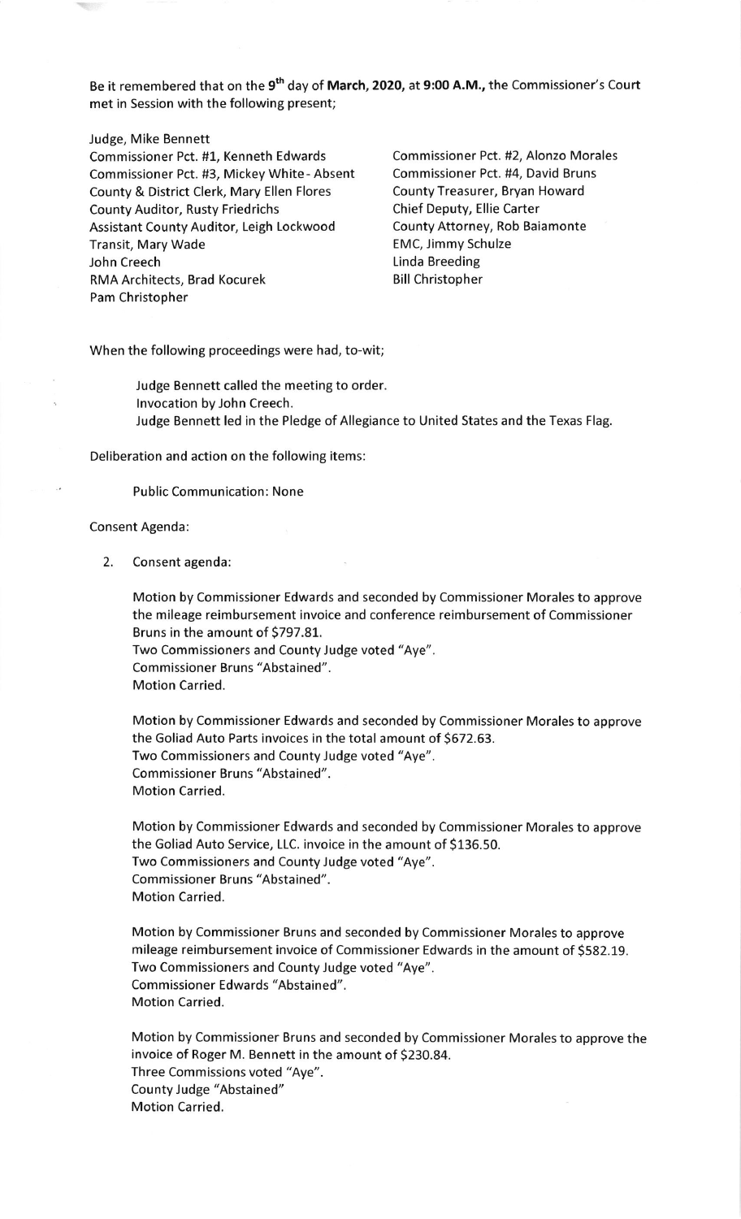Be it remembered that on the 9th day of **March, 2020,** at **9:00 A.M.,** the Commissioner's Court met in Session with the following present;

Judge, Mike Bennett
Commissioner Pct. #1, Kenneth Edwards
Commissioner Pct. #2, Alonzo Morales
Commissioner Pct. #3, Mickey White - Absent
Commissioner Pct. #4, David Bruns
County & District Clerk, Mary Ellen Flores
County Treasurer, Bryan Howard
County Auditor, Rusty Friedrichs
Chief Deputy, Ellie Carter
Assistant County Auditor, Leigh Lockwood
County Attorney, Rob Baiamonte
Transit, Mary Wade
EMC, Jimmy Schulze
John Creech
Linda Breeding
RMA Architects, Brad Kocurek
Bill Christopher
Pam Christopher

When the following proceedings were had, to-wit;

Judge Bennett called the meeting to order.
Invocation by John Creech.
Judge Bennett led in the Pledge of Allegiance to United States and the Texas Flag.

Deliberation and action on the following items:

Public Communication: None

Consent Agenda:

2. Consent agenda:

   Motion by Commissioner Edwards and seconded by Commissioner Morales to approve the mileage reimbursement invoice and conference reimbursement of Commissioner Bruns in the amount of $797.81.
   Two Commissioners and County Judge voted "Aye".
   Commissioner Bruns "Abstained".
   Motion Carried.

   Motion by Commissioner Edwards and seconded by Commissioner Morales to approve the Goliad Auto Parts invoices in the total amount of $672.63.
   Two Commissioners and County Judge voted "Aye".
   Commissioner Bruns "Abstained".
   Motion Carried.

   Motion by Commissioner Edwards and seconded by Commissioner Morales to approve the Goliad Auto Service, LLC. invoice in the amount of $136.50.
   Two Commissioners and County Judge voted "Aye".
   Commissioner Bruns "Abstained".
   Motion Carried.

   Motion by Commissioner Bruns and seconded by Commissioner Morales to approve mileage reimbursement invoice of Commissioner Edwards in the amount of $582.19.
   Two Commissioners and County Judge voted "Aye".
   Commissioner Edwards "Abstained".
   Motion Carried.

   Motion by Commissioner Bruns and seconded by Commissioner Morales to approve the invoice of Roger M. Bennett in the amount of $230.84.
   Three Commissions voted "Aye".
   County Judge "Abstained"
   Motion Carried.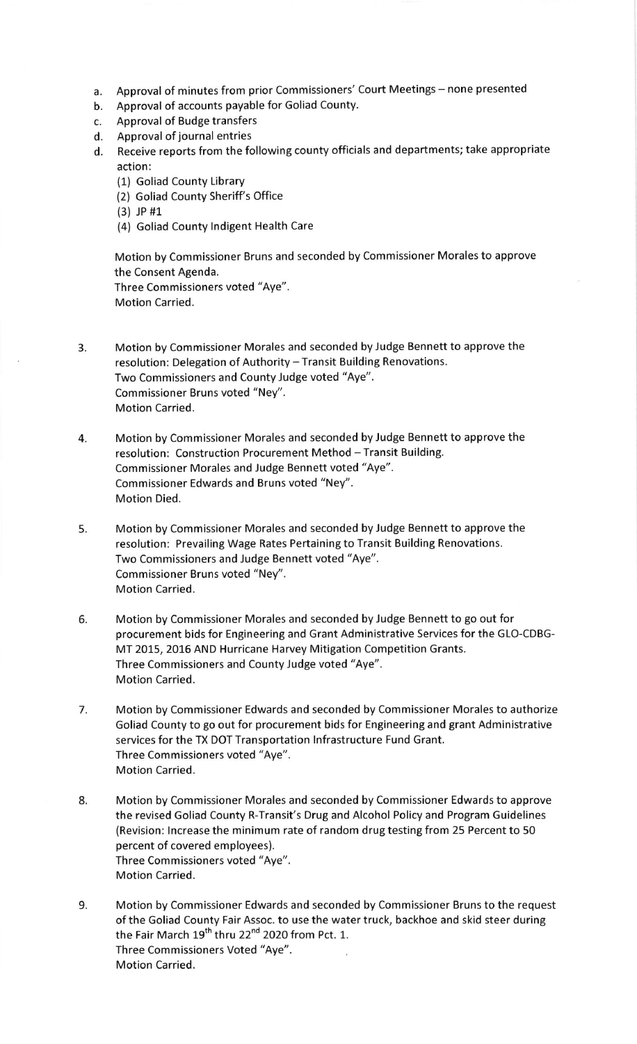a. Approval of minutes from prior Commissioners' Court Meetings – none presented
b. Approval of accounts payable for Goliad County.
c. Approval of Budge transfers
d. Approval of journal entries
d. Receive reports from the following county officials and departments; take appropriate action:
   (1) Goliad County Library
   (2) Goliad County Sheriff's Office
   (3) JP #1
   (4) Goliad County Indigent Health Care

   Motion by Commissioner Bruns and seconded by Commissioner Morales to approve the Consent Agenda.
   Three Commissioners voted "Aye".
   Motion Carried.

3. Motion by Commissioner Morales and seconded by Judge Bennett to approve the resolution: Delegation of Authority – Transit Building Renovations.
   Two Commissioners and County Judge voted "Aye".
   Commissioner Bruns voted "Ney".
   Motion Carried.

4. Motion by Commissioner Morales and seconded by Judge Bennett to approve the resolution: Construction Procurement Method – Transit Building.
   Commissioner Morales and Judge Bennett voted "Aye".
   Commissioner Edwards and Bruns voted "Ney".
   Motion Died.

5. Motion by Commissioner Morales and seconded by Judge Bennett to approve the resolution: Prevailing Wage Rates Pertaining to Transit Building Renovations.
   Two Commissioners and Judge Bennett voted "Aye".
   Commissioner Bruns voted "Ney".
   Motion Carried.

6. Motion by Commissioner Morales and seconded by Judge Bennett to go out for procurement bids for Engineering and Grant Administrative Services for the GLO-CDBG-MT 2015, 2016 AND Hurricane Harvey Mitigation Competition Grants.
   Three Commissioners and County Judge voted "Aye".
   Motion Carried.

7. Motion by Commissioner Edwards and seconded by Commissioner Morales to authorize Goliad County to go out for procurement bids for Engineering and grant Administrative services for the TX DOT Transportation Infrastructure Fund Grant.
   Three Commissioners voted "Aye".
   Motion Carried.

8. Motion by Commissioner Morales and seconded by Commissioner Edwards to approve the revised Goliad County R-Transit's Drug and Alcohol Policy and Program Guidelines (Revision: Increase the minimum rate of random drug testing from 25 Percent to 50 percent of covered employees).
   Three Commissioners voted "Aye".
   Motion Carried.

9. Motion by Commissioner Edwards and seconded by Commissioner Bruns to the request of the Goliad County Fair Assoc. to use the water truck, backhoe and skid steer during the Fair March 19th thru 22nd 2020 from Pct. 1.
   Three Commissioners Voted "Aye".
   Motion Carried.